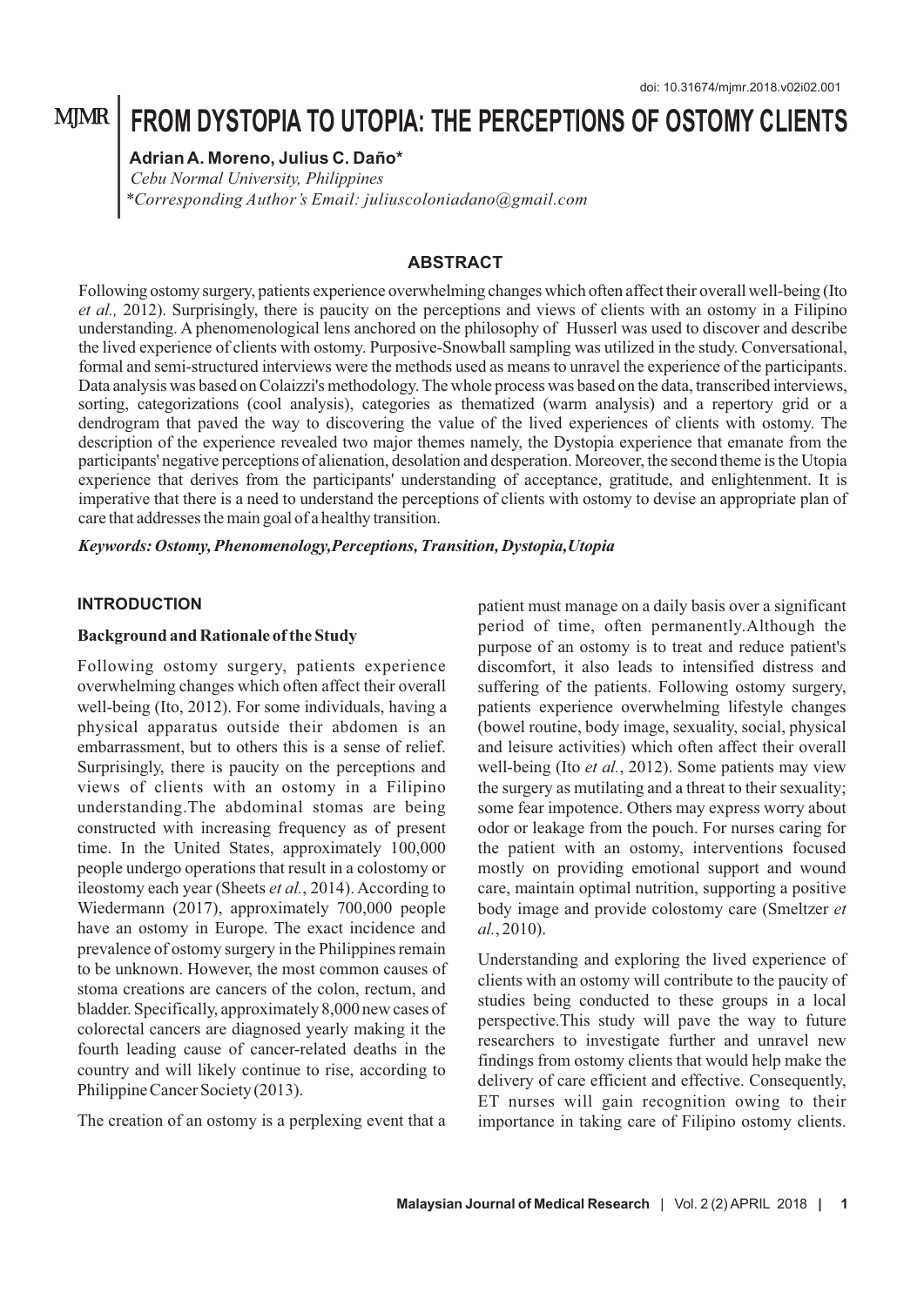doi: 10.31674/mjmr.2018.v02i02.001

# FROM DYSTOPIA TO UTOPIA: THE PERCEPTIONS OF OSTOMY CLIENTS

**Adrian A. Moreno, Julius C. Daño***

*Cebu Normal University, Philippines*

*\*Corresponding Author's Email: juliuscoloniadano@gmail.com*

## ABSTRACT

Following ostomy surgery, patients experience overwhelming changes which often affect their overall well-being (Ito *et al.,* 2012). Surprisingly, there is paucity on the perceptions and views of clients with an ostomy in a Filipino understanding. A phenomenological lens anchored on the philosophy of Husserl was used to discover and describe the lived experience of clients with ostomy. Purposive-Snowball sampling was utilized in the study. Conversational, formal and semi-structured interviews were the methods used as means to unravel the experience of the participants. Data analysis was based on Colaizzi's methodology. The whole process was based on the data, transcribed interviews, sorting, categorizations (cool analysis), categories as thematized (warm analysis) and a repertory grid or a dendrogram that paved the way to discovering the value of the lived experiences of clients with ostomy. The description of the experience revealed two major themes namely, the Dystopia experience that emanate from the participants' negative perceptions of alienation, desolation and desperation. Moreover, the second theme is the Utopia experience that derives from the participants' understanding of acceptance, gratitude, and enlightenment. It is imperative that there is a need to understand the perceptions of clients with ostomy to devise an appropriate plan of care that addresses the main goal of a healthy transition.

***Keywords: Ostomy, Phenomenology,Perceptions, Transition, Dystopia,Utopia***

## INTRODUCTION

### Background and Rationale of the Study

Following ostomy surgery, patients experience overwhelming changes which often affect their overall well-being (Ito, 2012). For some individuals, having a physical apparatus outside their abdomen is an embarrassment, but to others this is a sense of relief. Surprisingly, there is paucity on the perceptions and views of clients with an ostomy in a Filipino understanding.The abdominal stomas are being constructed with increasing frequency as of present time. In the United States, approximately 100,000 people undergo operations that result in a colostomy or ileostomy each year (Sheets *et al.*, 2014). According to Wiedermann (2017), approximately 700,000 people have an ostomy in Europe. The exact incidence and prevalence of ostomy surgery in the Philippines remain to be unknown. However, the most common causes of stoma creations are cancers of the colon, rectum, and bladder. Specifically, approximately 8,000 new cases of colorectal cancers are diagnosed yearly making it the fourth leading cause of cancer-related deaths in the country and will likely continue to rise, according to Philippine Cancer Society (2013).

The creation of an ostomy is a perplexing event that a patient must manage on a daily basis over a significant period of time, often permanently.Although the purpose of an ostomy is to treat and reduce patient's discomfort, it also leads to intensified distress and suffering of the patients. Following ostomy surgery, patients experience overwhelming lifestyle changes (bowel routine, body image, sexuality, social, physical and leisure activities) which often affect their overall well-being (Ito *et al.*, 2012). Some patients may view the surgery as mutilating and a threat to their sexuality; some fear impotence. Others may express worry about odor or leakage from the pouch. For nurses caring for the patient with an ostomy, interventions focused mostly on providing emotional support and wound care, maintain optimal nutrition, supporting a positive body image and provide colostomy care (Smeltzer *et al.*, 2010).

Understanding and exploring the lived experience of clients with an ostomy will contribute to the paucity of studies being conducted to these groups in a local perspective.This study will pave the way to future researchers to investigate further and unravel new findings from ostomy clients that would help make the delivery of care efficient and effective. Consequently, ET nurses will gain recognition owing to their importance in taking care of Filipino ostomy clients.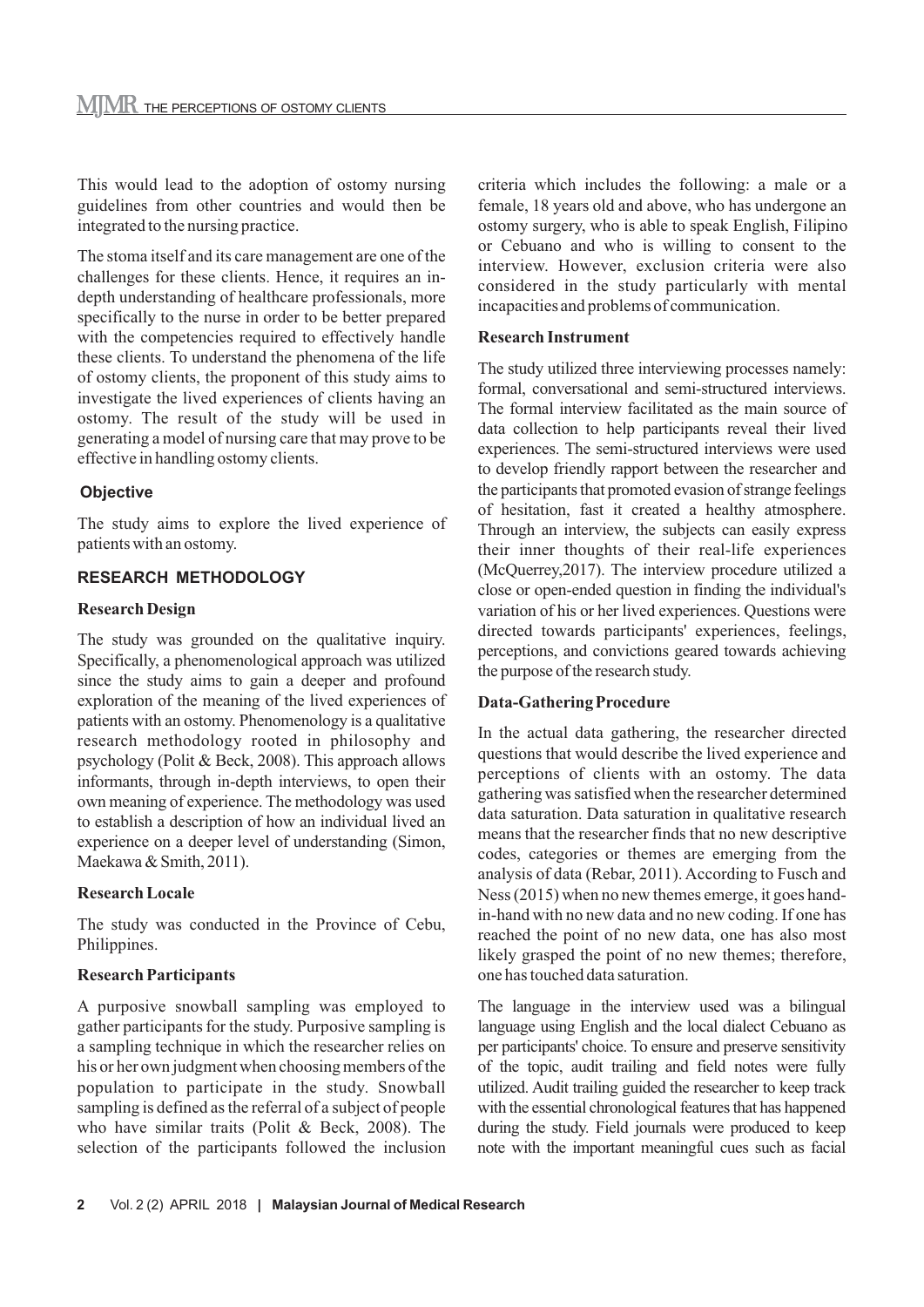This would lead to the adoption of ostomy nursing guidelines from other countries and would then be integrated to the nursing practice.

The stoma itself and its care management are one of the challenges for these clients. Hence, it requires an in-depth understanding of healthcare professionals, more specifically to the nurse in order to be better prepared with the competencies required to effectively handle these clients. To understand the phenomena of the life of ostomy clients, the proponent of this study aims to investigate the lived experiences of clients having an ostomy. The result of the study will be used in generating a model of nursing care that may prove to be effective in handling ostomy clients.

### Objective

The study aims to explore the lived experience of patients with an ostomy.

## RESEARCH METHODOLOGY

### Research Design

The study was grounded on the qualitative inquiry. Specifically, a phenomenological approach was utilized since the study aims to gain a deeper and profound exploration of the meaning of the lived experiences of patients with an ostomy. Phenomenology is a qualitative research methodology rooted in philosophy and psychology (Polit & Beck, 2008). This approach allows informants, through in-depth interviews, to open their own meaning of experience. The methodology was used to establish a description of how an individual lived an experience on a deeper level of understanding (Simon, Maekawa & Smith, 2011).

### Research Locale

The study was conducted in the Province of Cebu, Philippines.

### Research Participants

A purposive snowball sampling was employed to gather participants for the study. Purposive sampling is a sampling technique in which the researcher relies on his or her own judgment when choosing members of the population to participate in the study. Snowball sampling is defined as the referral of a subject of people who have similar traits (Polit & Beck, 2008). The selection of the participants followed the inclusion criteria which includes the following: a male or a female, 18 years old and above, who has undergone an ostomy surgery, who is able to speak English, Filipino or Cebuano and who is willing to consent to the interview. However, exclusion criteria were also considered in the study particularly with mental incapacities and problems of communication.

### Research Instrument

The study utilized three interviewing processes namely: formal, conversational and semi-structured interviews. The formal interview facilitated as the main source of data collection to help participants reveal their lived experiences. The semi-structured interviews were used to develop friendly rapport between the researcher and the participants that promoted evasion of strange feelings of hesitation, fast it created a healthy atmosphere. Through an interview, the subjects can easily express their inner thoughts of their real-life experiences (McQuerrey,2017). The interview procedure utilized a close or open-ended question in finding the individual's variation of his or her lived experiences. Questions were directed towards participants' experiences, feelings, perceptions, and convictions geared towards achieving the purpose of the research study.

### Data-Gathering Procedure

In the actual data gathering, the researcher directed questions that would describe the lived experience and perceptions of clients with an ostomy. The data gathering was satisfied when the researcher determined data saturation. Data saturation in qualitative research means that the researcher finds that no new descriptive codes, categories or themes are emerging from the analysis of data (Rebar, 2011). According to Fusch and Ness (2015) when no new themes emerge, it goes hand-in-hand with no new data and no new coding. If one has reached the point of no new data, one has also most likely grasped the point of no new themes; therefore, one has touched data saturation.

The language in the interview used was a bilingual language using English and the local dialect Cebuano as per participants' choice. To ensure and preserve sensitivity of the topic, audit trailing and field notes were fully utilized. Audit trailing guided the researcher to keep track with the essential chronological features that has happened during the study. Field journals were produced to keep note with the important meaningful cues such as facial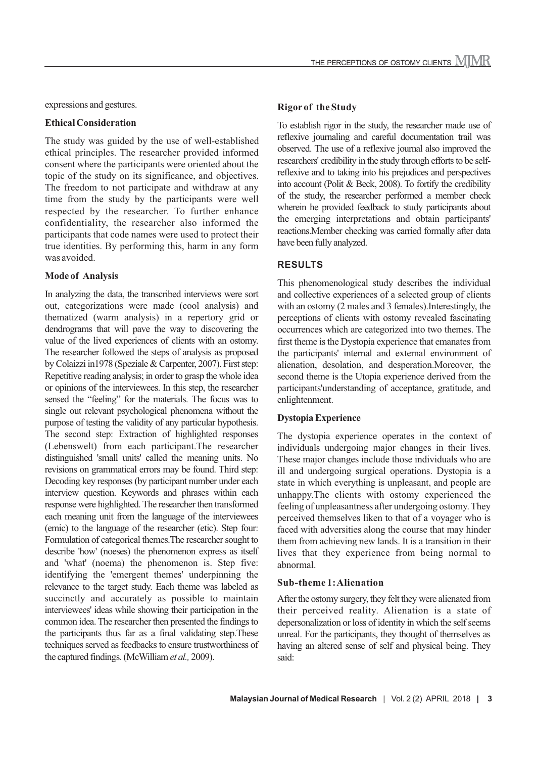expressions and gestures.

### Ethical Consideration

The study was guided by the use of well-established ethical principles. The researcher provided informed consent where the participants were oriented about the topic of the study on its significance, and objectives. The freedom to not participate and withdraw at any time from the study by the participants were well respected by the researcher. To further enhance confidentiality, the researcher also informed the participants that code names were used to protect their true identities. By performing this, harm in any form was avoided.

### Mode of Analysis

In analyzing the data, the transcribed interviews were sort out, categorizations were made (cool analysis) and thematized (warm analysis) in a repertory grid or dendrograms that will pave the way to discovering the value of the lived experiences of clients with an ostomy. The researcher followed the steps of analysis as proposed by Colaizzi in1978 (Speziale & Carpenter, 2007). First step: Repetitive reading analysis; in order to grasp the whole idea or opinions of the interviewees. In this step, the researcher sensed the "feeling" for the materials. The focus was to single out relevant psychological phenomena without the purpose of testing the validity of any particular hypothesis. The second step: Extraction of highlighted responses (Lebenswelt) from each participant.The researcher distinguished 'small units' called the meaning units. No revisions on grammatical errors may be found. Third step: Decoding key responses (by participant number under each interview question. Keywords and phrases within each response were highlighted. The researcher then transformed each meaning unit from the language of the interviewees (emic) to the language of the researcher (etic). Step four: Formulation of categorical themes.The researcher sought to describe 'how' (noeses) the phenomenon express as itself and 'what' (noema) the phenomenon is. Step five: identifying the 'emergent themes' underpinning the relevance to the target study. Each theme was labeled as succinctly and accurately as possible to maintain interviewees' ideas while showing their participation in the common idea. The researcher then presented the findings to the participants thus far as a final validating step.These techniques served as feedbacks to ensure trustworthiness of the captured findings. (McWilliam *et al.,* 2009).

### Rigor of the Study

To establish rigor in the study, the researcher made use of reflexive journaling and careful documentation trail was observed. The use of a reflexive journal also improved the researchers' credibility in the study through efforts to be self-reflexive and to taking into his prejudices and perspectives into account (Polit & Beck, 2008). To fortify the credibility of the study, the researcher performed a member check wherein he provided feedback to study participants about the emerging interpretations and obtain participants' reactions.Member checking was carried formally after data have been fully analyzed.

## RESULTS

This phenomenological study describes the individual and collective experiences of a selected group of clients with an ostomy (2 males and 3 females).Interestingly, the perceptions of clients with ostomy revealed fascinating occurrences which are categorized into two themes. The first theme is the Dystopia experience that emanates from the participants' internal and external environment of alienation, desolation, and desperation.Moreover, the second theme is the Utopia experience derived from the participants'understanding of acceptance, gratitude, and enlightenment.

### Dystopia Experience

The dystopia experience operates in the context of individuals undergoing major changes in their lives. These major changes include those individuals who are ill and undergoing surgical operations. Dystopia is a state in which everything is unpleasant, and people are unhappy.The clients with ostomy experienced the feeling of unpleasantness after undergoing ostomy. They perceived themselves liken to that of a voyager who is faced with adversities along the course that may hinder them from achieving new lands. It is a transition in their lives that they experience from being normal to abnormal.

#### Sub-theme 1: Alienation

After the ostomy surgery, they felt they were alienated from their perceived reality. Alienation is a state of depersonalization or loss of identity in which the self seems unreal. For the participants, they thought of themselves as having an altered sense of self and physical being. They said: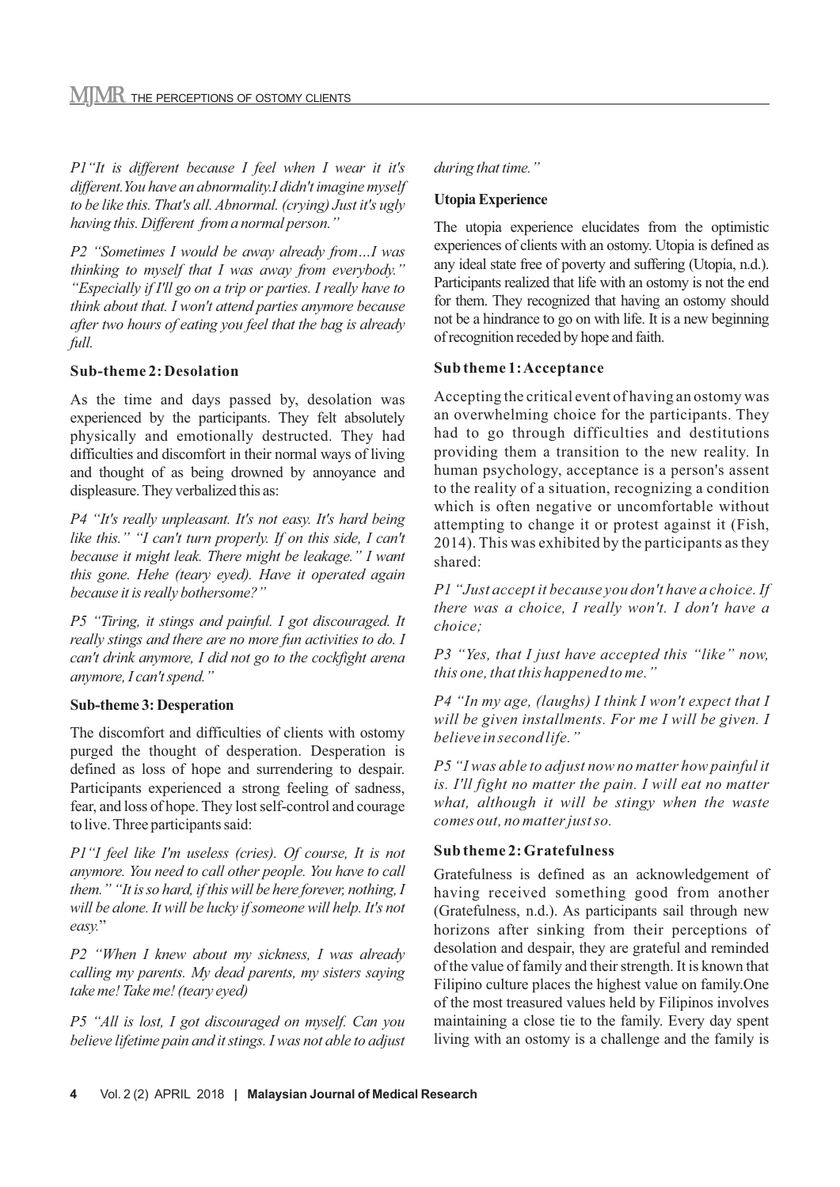*P1"It is different because I feel when I wear it it's different.You have an abnormality.I didn't imagine myself to be like this. That's all. Abnormal. (crying) Just it's ugly having this. Different from a normal person."*

*P2 "Sometimes I would be away already from…I was thinking to myself that I was away from everybody." "Especially if I'll go on a trip or parties. I really have to think about that. I won't attend parties anymore because after two hours of eating you feel that the bag is already full.*

**Sub-theme 2: Desolation**

As the time and days passed by, desolation was experienced by the participants. They felt absolutely physically and emotionally destructed. They had difficulties and discomfort in their normal ways of living and thought of as being drowned by annoyance and displeasure. They verbalized this as:

*P4 "It's really unpleasant. It's not easy. It's hard being like this." "I can't turn properly. If on this side, I can't because it might leak. There might be leakage." I want this gone. Hehe (teary eyed). Have it operated again because it is really bothersome?"*

*P5 "Tiring, it stings and painful. I got discouraged. It really stings and there are no more fun activities to do. I can't drink anymore, I did not go to the cockfight arena anymore, I can't spend."*

**Sub-theme 3: Desperation**

The discomfort and difficulties of clients with ostomy purged the thought of desperation. Desperation is defined as loss of hope and surrendering to despair. Participants experienced a strong feeling of sadness, fear, and loss of hope. They lost self-control and courage to live. Three participants said:

*P1"I feel like I'm useless (cries). Of course, It is not anymore. You need to call other people. You have to call them." "It is so hard, if this will be here forever, nothing, I will be alone. It will be lucky if someone will help. It's not easy."*

*P2 "When I knew about my sickness, I was already calling my parents. My dead parents, my sisters saying take me! Take me! (teary eyed)*

*P5 "All is lost, I got discouraged on myself. Can you believe lifetime pain and it stings. I was not able to adjust during that time."*

**Utopia Experience**

The utopia experience elucidates from the optimistic experiences of clients with an ostomy. Utopia is defined as any ideal state free of poverty and suffering (Utopia, n.d.). Participants realized that life with an ostomy is not the end for them. They recognized that having an ostomy should not be a hindrance to go on with life. It is a new beginning of recognition receded by hope and faith.

**Sub theme 1: Acceptance**

Accepting the critical event of having an ostomy was an overwhelming choice for the participants. They had to go through difficulties and destitutions providing them a transition to the new reality. In human psychology, acceptance is a person's assent to the reality of a situation, recognizing a condition which is often negative or uncomfortable without attempting to change it or protest against it (Fish, 2014). This was exhibited by the participants as they shared:

*P1 "Just accept it because you don't have a choice. If there was a choice, I really won't. I don't have a choice;*

*P3 "Yes, that I just have accepted this "like" now, this one, that this happened to me."*

*P4 "In my age, (laughs) I think I won't expect that I will be given installments. For me I will be given. I believe in second life."*

*P5 "I was able to adjust now no matter how painful it is. I'll fight no matter the pain. I will eat no matter what, although it will be stingy when the waste comes out, no matter just so.*

**Sub theme 2: Gratefulness**

Gratefulness is defined as an acknowledgement of having received something good from another (Gratefulness, n.d.). As participants sail through new horizons after sinking from their perceptions of desolation and despair, they are grateful and reminded of the value of family and their strength. It is known that Filipino culture places the highest value on family.One of the most treasured values held by Filipinos involves maintaining a close tie to the family. Every day spent living with an ostomy is a challenge and the family is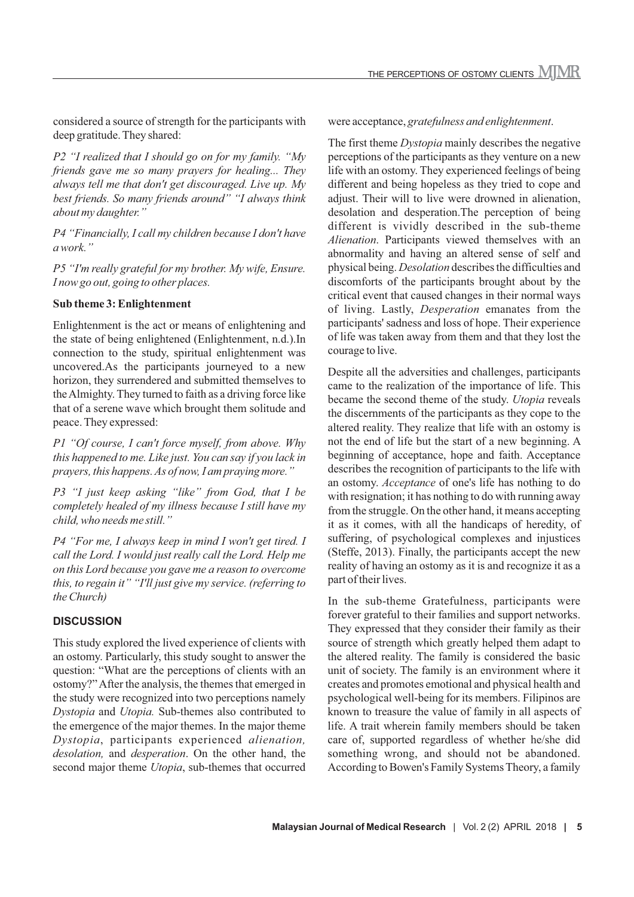considered a source of strength for the participants with deep gratitude. They shared:

*P2 "I realized that I should go on for my family. "My friends gave me so many prayers for healing... They always tell me that don't get discouraged. Live up. My best friends. So many friends around" "I always think about my daughter."*

*P4 "Financially, I call my children because I don't have a work."*

*P5 "I'm really grateful for my brother. My wife, Ensure. I now go out, going to other places.*

**Sub theme 3: Enlightenment**

Enlightenment is the act or means of enlightening and the state of being enlightened (Enlightenment, n.d.).In connection to the study, spiritual enlightenment was uncovered.As the participants journeyed to a new horizon, they surrendered and submitted themselves to the Almighty. They turned to faith as a driving force like that of a serene wave which brought them solitude and peace. They expressed:

*P1 "Of course, I can't force myself, from above. Why this happened to me. Like just. You can say if you lack in prayers, this happens. As of now, I am praying more."*

*P3 "I just keep asking "like" from God, that I be completely healed of my illness because I still have my child, who needs me still."*

*P4 "For me, I always keep in mind I won't get tired. I call the Lord. I would just really call the Lord. Help me on this Lord because you gave me a reason to overcome this, to regain it" "I'll just give my service. (referring to the Church)*

## DISCUSSION

This study explored the lived experience of clients with an ostomy. Particularly, this study sought to answer the question: "What are the perceptions of clients with an ostomy?" After the analysis, the themes that emerged in the study were recognized into two perceptions namely *Dystopia* and *Utopia.* Sub-themes also contributed to the emergence of the major themes. In the major theme *Dystopia*, participants experienced *alienation, desolation,* and *desperation*. On the other hand, the second major theme *Utopia*, sub-themes that occurred were acceptance, *gratefulness and enlightenment*.

The first theme *Dystopia* mainly describes the negative perceptions of the participants as they venture on a new life with an ostomy. They experienced feelings of being different and being hopeless as they tried to cope and adjust. Their will to live were drowned in alienation, desolation and desperation.The perception of being different is vividly described in the sub-theme *Alienation*. Participants viewed themselves with an abnormality and having an altered sense of self and physical being. *Desolation* describes the difficulties and discomforts of the participants brought about by the critical event that caused changes in their normal ways of living. Lastly, *Desperation* emanates from the participants' sadness and loss of hope. Their experience of life was taken away from them and that they lost the courage to live.

Despite all the adversities and challenges, participants came to the realization of the importance of life. This became the second theme of the study. *Utopia* reveals the discernments of the participants as they cope to the altered reality. They realize that life with an ostomy is not the end of life but the start of a new beginning. A beginning of acceptance, hope and faith. Acceptance describes the recognition of participants to the life with an ostomy. *Acceptance* of one's life has nothing to do with resignation; it has nothing to do with running away from the struggle. On the other hand, it means accepting it as it comes, with all the handicaps of heredity, of suffering, of psychological complexes and injustices (Steffe, 2013). Finally, the participants accept the new reality of having an ostomy as it is and recognize it as a part of their lives.

In the sub-theme Gratefulness, participants were forever grateful to their families and support networks. They expressed that they consider their family as their source of strength which greatly helped them adapt to the altered reality. The family is considered the basic unit of society. The family is an environment where it creates and promotes emotional and physical health and psychological well-being for its members. Filipinos are known to treasure the value of family in all aspects of life. A trait wherein family members should be taken care of, supported regardless of whether he/she did something wrong, and should not be abandoned. According to Bowen's Family Systems Theory, a family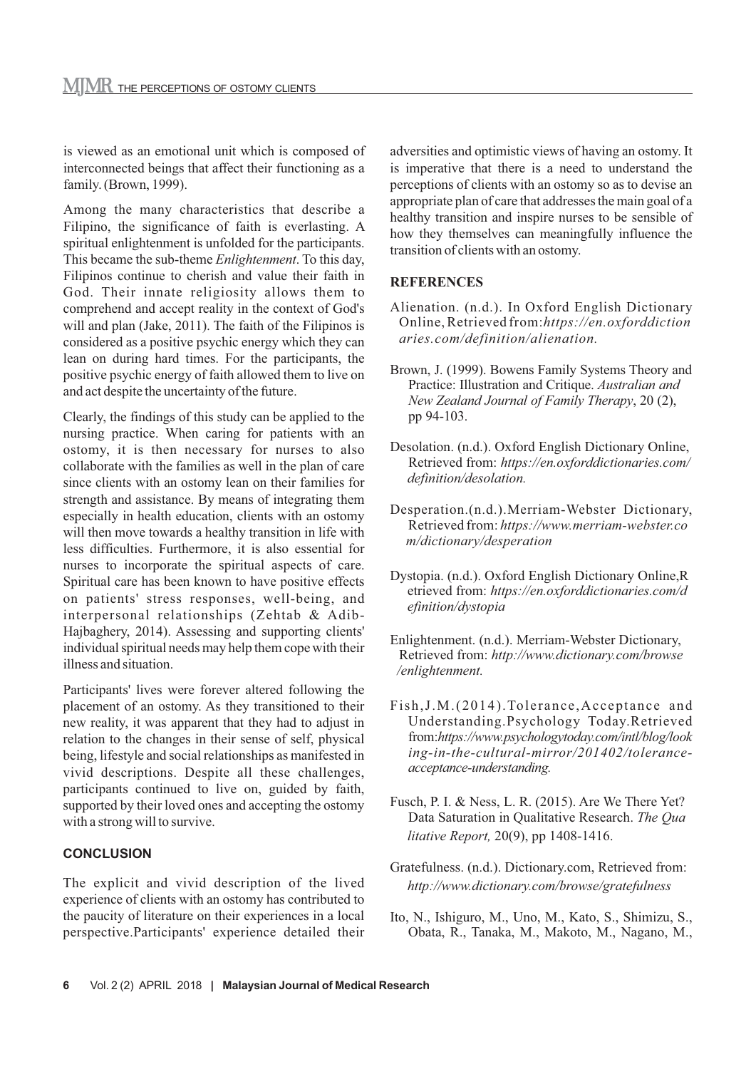is viewed as an emotional unit which is composed of interconnected beings that affect their functioning as a family. (Brown, 1999).

Among the many characteristics that describe a Filipino, the significance of faith is everlasting. A spiritual enlightenment is unfolded for the participants. This became the sub-theme *Enlightenment*. To this day, Filipinos continue to cherish and value their faith in God. Their innate religiosity allows them to comprehend and accept reality in the context of God's will and plan (Jake, 2011). The faith of the Filipinos is considered as a positive psychic energy which they can lean on during hard times. For the participants, the positive psychic energy of faith allowed them to live on and act despite the uncertainty of the future.

Clearly, the findings of this study can be applied to the nursing practice. When caring for patients with an ostomy, it is then necessary for nurses to also collaborate with the families as well in the plan of care since clients with an ostomy lean on their families for strength and assistance. By means of integrating them especially in health education, clients with an ostomy will then move towards a healthy transition in life with less difficulties. Furthermore, it is also essential for nurses to incorporate the spiritual aspects of care. Spiritual care has been known to have positive effects on patients' stress responses, well-being, and interpersonal relationships (Zehtab & Adib-Hajbaghery, 2014). Assessing and supporting clients' individual spiritual needs may help them cope with their illness and situation.

Participants' lives were forever altered following the placement of an ostomy. As they transitioned to their new reality, it was apparent that they had to adjust in relation to the changes in their sense of self, physical being, lifestyle and social relationships as manifested in vivid descriptions. Despite all these challenges, participants continued to live on, guided by faith, supported by their loved ones and accepting the ostomy with a strong will to survive.

## CONCLUSION

The explicit and vivid description of the lived experience of clients with an ostomy has contributed to the paucity of literature on their experiences in a local perspective.Participants' experience detailed their adversities and optimistic views of having an ostomy. It is imperative that there is a need to understand the perceptions of clients with an ostomy so as to devise an appropriate plan of care that addresses the main goal of a healthy transition and inspire nurses to be sensible of how they themselves can meaningfully influence the transition of clients with an ostomy.

## REFERENCES

Alienation. (n.d.). In Oxford English Dictionary Online, Retrieved from:*https://en.oxforddictionaries.com/definition/alienation.*

Brown, J. (1999). Bowens Family Systems Theory and Practice: Illustration and Critique. *Australian and New Zealand Journal of Family Therapy*, 20 (2), pp 94-103.

Desolation. (n.d.). Oxford English Dictionary Online, Retrieved from: *https://en.oxforddictionaries.com/definition/desolation.*

Desperation.(n.d.).Merriam-Webster Dictionary, Retrieved from: *https://www.merriam-webster.com/dictionary/desperation*

Dystopia. (n.d.). Oxford English Dictionary Online,Retrieved from: *https://en.oxforddictionaries.com/definition/dystopia*

Enlightenment. (n.d.). Merriam-Webster Dictionary, Retrieved from: *http://www.dictionary.com/browse/enlightenment.*

Fish,J.M.(2014).Tolerance,Acceptance and Understanding.Psychology Today.Retrieved from:*https://www.psychologytoday.com/intl/blog/looking-in-the-cultural-mirror/201402/tolerance-acceptance-understanding.*

Fusch, P. I. & Ness, L. R. (2015). Are We There Yet? Data Saturation in Qualitative Research. *The Qualitative Report,* 20(9), pp 1408-1416.

Gratefulness. (n.d.). Dictionary.com, Retrieved from: *http://www.dictionary.com/browse/gratefulness*

Ito, N., Ishiguro, M., Uno, M., Kato, S., Shimizu, S., Obata, R., Tanaka, M., Makoto, M., Nagano, M.,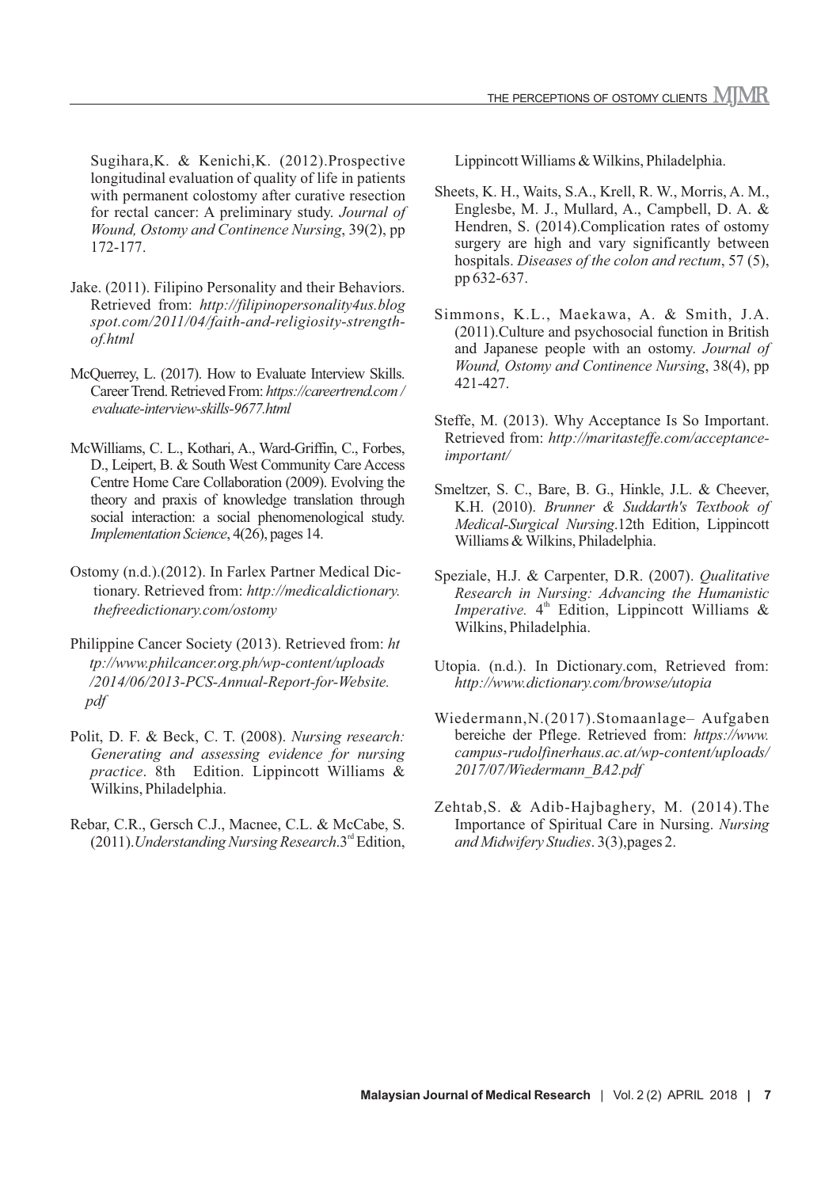Sugihara,K. & Kenichi,K. (2012).Prospective longitudinal evaluation of quality of life in patients with permanent colostomy after curative resection for rectal cancer: A preliminary study. *Journal of Wound, Ostomy and Continence Nursing*, 39(2), pp 172-177.

Jake. (2011). Filipino Personality and their Behaviors. Retrieved from: *http://filipinopersonality4us.blogspot.com/2011/04/faith-and-religiosity-strength-of.html*

McQuerrey, L. (2017). How to Evaluate Interview Skills. Career Trend. Retrieved From: *https://careertrend.com/evaluate-interview-skills-9677.html*

McWilliams, C. L., Kothari, A., Ward-Griffin, C., Forbes, D., Leipert, B. & South West Community Care Access Centre Home Care Collaboration (2009). Evolving the theory and praxis of knowledge translation through social interaction: a social phenomenological study. *Implementation Science*, 4(26), pages 14.

Ostomy (n.d.).(2012). In Farlex Partner Medical Dictionary. Retrieved from: *http://medicaldictionary.thefreedictionary.com/ostomy*

Philippine Cancer Society (2013). Retrieved from: *http://www.philcancer.org.ph/wp-content/uploads/2014/06/2013-PCS-Annual-Report-for-Website.pdf*

Polit, D. F. & Beck, C. T. (2008). *Nursing research: Generating and assessing evidence for nursing practice*. 8th Edition. Lippincott Williams & Wilkins, Philadelphia.

Rebar, C.R., Gersch C.J., Macnee, C.L. & McCabe, S. (2011).*Understanding Nursing Research*.3rd Edition, Lippincott Williams & Wilkins, Philadelphia.

Sheets, K. H., Waits, S.A., Krell, R. W., Morris, A. M., Englesbe, M. J., Mullard, A., Campbell, D. A. & Hendren, S. (2014).Complication rates of ostomy surgery are high and vary significantly between hospitals. *Diseases of the colon and rectum*, 57 (5), pp 632-637.

Simmons, K.L., Maekawa, A. & Smith, J.A. (2011).Culture and psychosocial function in British and Japanese people with an ostomy. *Journal of Wound, Ostomy and Continence Nursing*, 38(4), pp 421-427.

Steffe, M. (2013). Why Acceptance Is So Important. Retrieved from: *http://maritasteffe.com/acceptance-important/*

Smeltzer, S. C., Bare, B. G., Hinkle, J.L. & Cheever, K.H. (2010). *Brunner & Suddarth's Textbook of Medical-Surgical Nursing*.12th Edition, Lippincott Williams & Wilkins, Philadelphia.

Speziale, H.J. & Carpenter, D.R. (2007). *Qualitative Research in Nursing: Advancing the Humanistic Imperative.* 4th Edition, Lippincott Williams & Wilkins, Philadelphia.

Utopia. (n.d.). In Dictionary.com, Retrieved from: *http://www.dictionary.com/browse/utopia*

Wiedermann,N.(2017).Stomaanlage– Aufgaben bereiche der Pflege. Retrieved from: *https://www.campus-rudolfinerhaus.ac.at/wp-content/uploads/2017/07/Wiedermann_BA2.pdf*

Zehtab,S. & Adib-Hajbaghery, M. (2014).The Importance of Spiritual Care in Nursing. *Nursing and Midwifery Studies*. 3(3),pages 2.